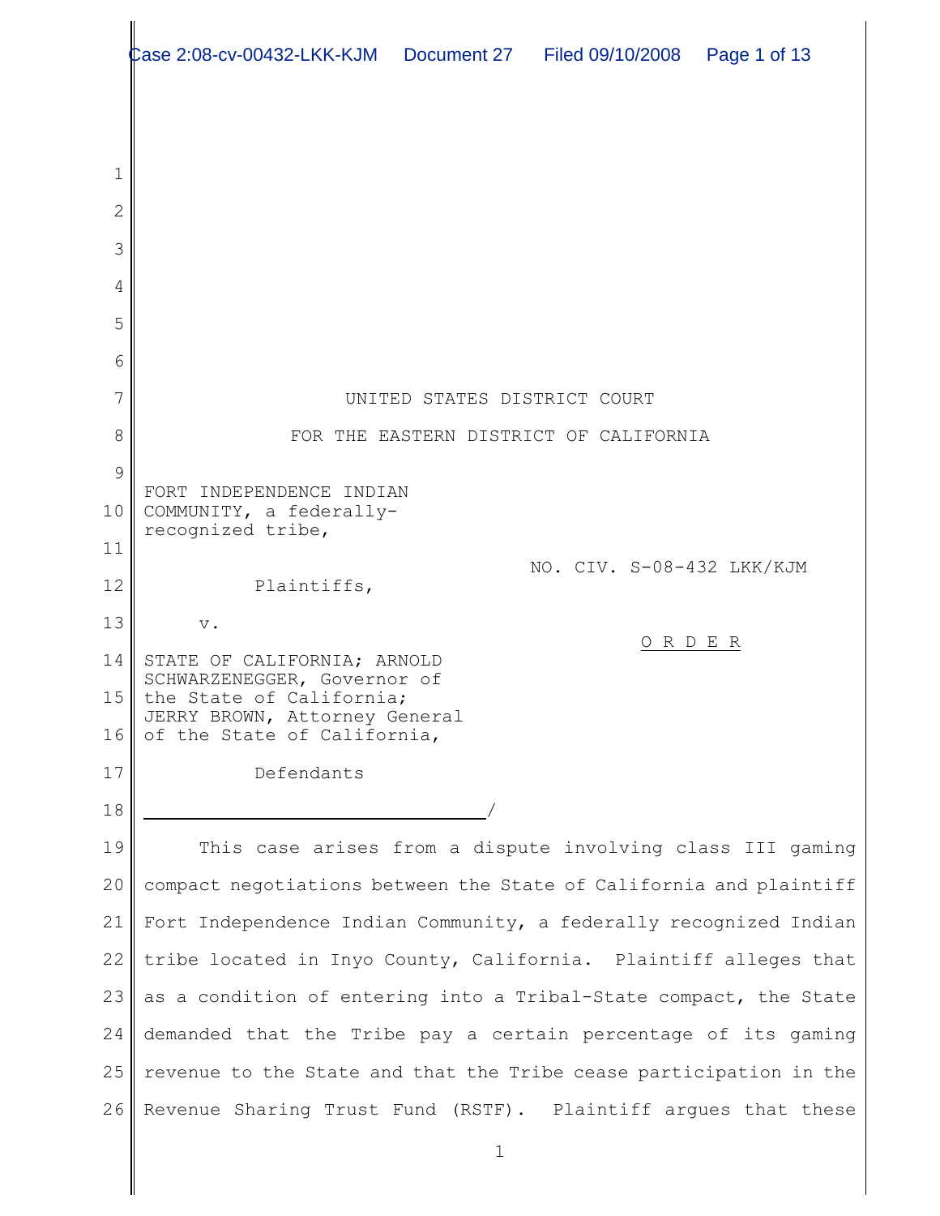UNITED STATES DISTRICT COURT

FOR THE EASTERN DISTRICT OF CALIFORNIA

FORT INDEPENDENCE INDIAN COMMUNITY, a federally-recognized tribe,

Plaintiffs,

v.

STATE OF CALIFORNIA; ARNOLD SCHWARZENEGGER, Governor of the State of California; JERRY BROWN, Attorney General of the State of California,

Defendants

NO. CIV. S-08-432 LKK/KJM

O R D E R

---

This case arises from a dispute involving class III gaming compact negotiations between the State of California and plaintiff Fort Independence Indian Community, a federally recognized Indian tribe located in Inyo County, California. Plaintiff alleges that as a condition of entering into a Tribal-State compact, the State demanded that the Tribe pay a certain percentage of its gaming revenue to the State and that the Tribe cease participation in the Revenue Sharing Trust Fund (RSTF). Plaintiff argues that these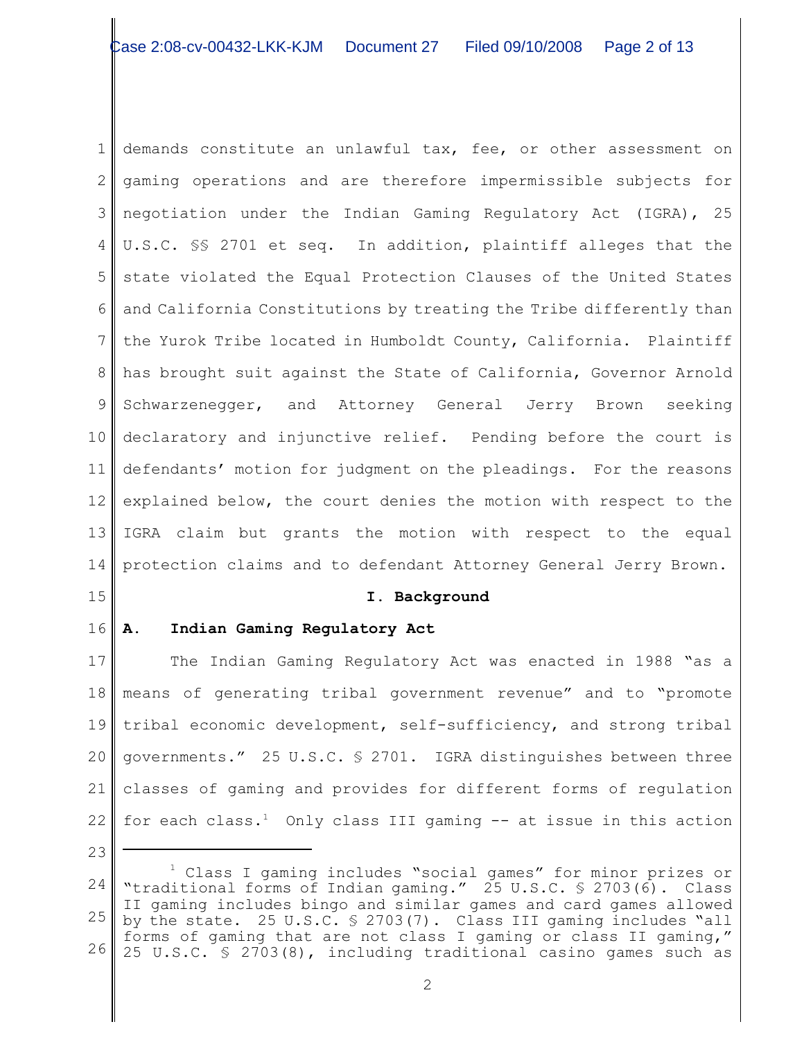demands constitute an unlawful tax, fee, or other assessment on gaming operations and are therefore impermissible subjects for negotiation under the Indian Gaming Regulatory Act (IGRA), 25 U.S.C. §§ 2701 et seq. In addition, plaintiff alleges that the state violated the Equal Protection Clauses of the United States and California Constitutions by treating the Tribe differently than the Yurok Tribe located in Humboldt County, California. Plaintiff has brought suit against the State of California, Governor Arnold Schwarzenegger, and Attorney General Jerry Brown seeking declaratory and injunctive relief. Pending before the court is defendants' motion for judgment on the pleadings. For the reasons explained below, the court denies the motion with respect to the IGRA claim but grants the motion with respect to the equal protection claims and to defendant Attorney General Jerry Brown.

## I. Background

### A. Indian Gaming Regulatory Act

The Indian Gaming Regulatory Act was enacted in 1988 "as a means of generating tribal government revenue" and to "promote tribal economic development, self-sufficiency, and strong tribal governments." 25 U.S.C. § 2701. IGRA distinguishes between three classes of gaming and provides for different forms of regulation for each class.[1] Only class III gaming -- at issue in this action

---

[1] Class I gaming includes "social games" for minor prizes or "traditional forms of Indian gaming." 25 U.S.C. § 2703(6). Class II gaming includes bingo and similar games and card games allowed by the state. 25 U.S.C. § 2703(7). Class III gaming includes "all forms of gaming that are not class I gaming or class II gaming," 25 U.S.C. § 2703(8), including traditional casino games such as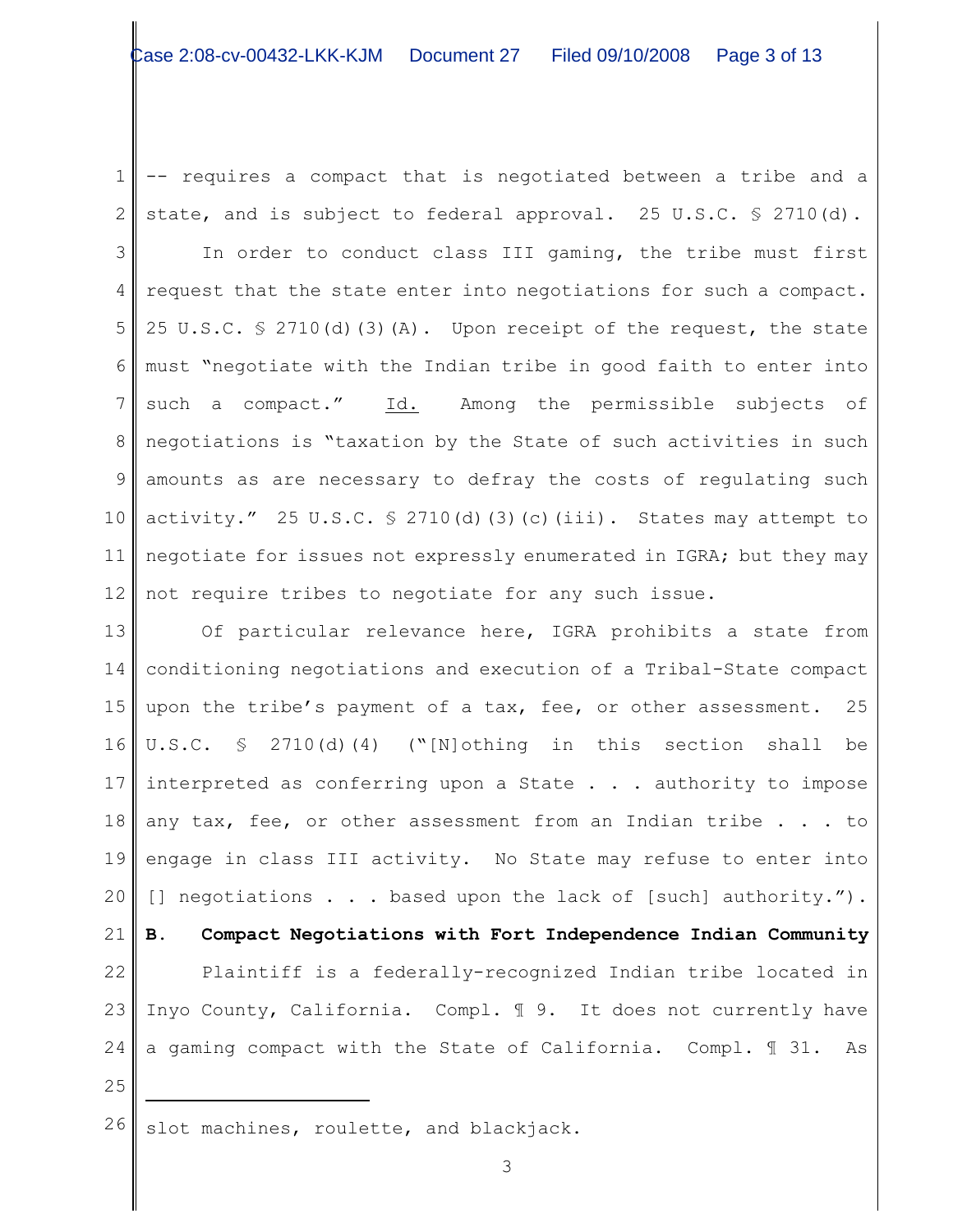-- requires a compact that is negotiated between a tribe and a state, and is subject to federal approval. 25 U.S.C. § 2710(d).

In order to conduct class III gaming, the tribe must first request that the state enter into negotiations for such a compact. 25 U.S.C. § 2710(d)(3)(A). Upon receipt of the request, the state must "negotiate with the Indian tribe in good faith to enter into such a compact." Id. Among the permissible subjects of negotiations is "taxation by the State of such activities in such amounts as are necessary to defray the costs of regulating such activity." 25 U.S.C. § 2710(d)(3)(c)(iii). States may attempt to negotiate for issues not expressly enumerated in IGRA; but they may not require tribes to negotiate for any such issue.

Of particular relevance here, IGRA prohibits a state from conditioning negotiations and execution of a Tribal-State compact upon the tribe's payment of a tax, fee, or other assessment. 25 U.S.C. § 2710(d)(4) ("[N]othing in this section shall be interpreted as conferring upon a State . . . authority to impose any tax, fee, or other assessment from an Indian tribe . . . to engage in class III activity. No State may refuse to enter into [] negotiations . . . based upon the lack of [such] authority.").

**B. Compact Negotiations with Fort Independence Indian Community**

Plaintiff is a federally-recognized Indian tribe located in Inyo County, California. Compl. ¶ 9. It does not currently have a gaming compact with the State of California. Compl. ¶ 31. As

---

slot machines, roulette, and blackjack.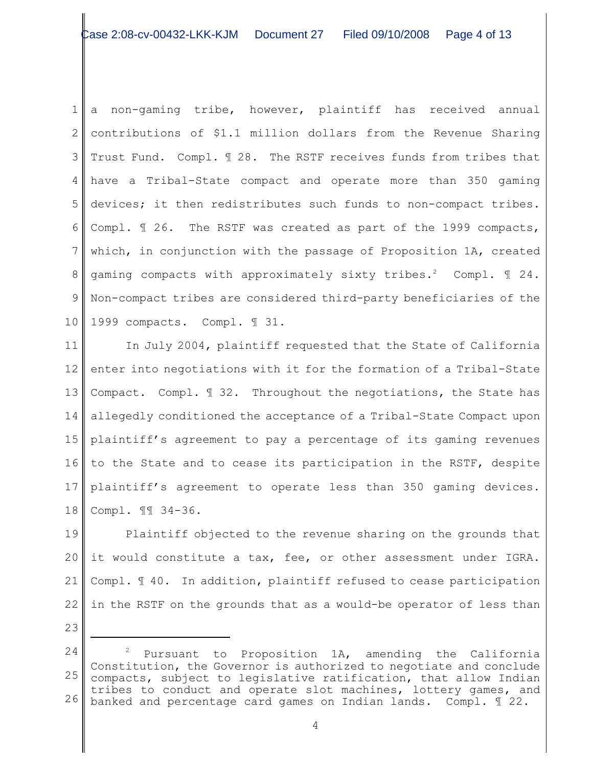a non-gaming tribe, however, plaintiff has received annual contributions of $1.1 million dollars from the Revenue Sharing Trust Fund. Compl. ¶ 28. The RSTF receives funds from tribes that have a Tribal-State compact and operate more than 350 gaming devices; it then redistributes such funds to non-compact tribes. Compl. ¶ 26. The RSTF was created as part of the 1999 compacts, which, in conjunction with the passage of Proposition 1A, created gaming compacts with approximately sixty tribes.[2] Compl. ¶ 24. Non-compact tribes are considered third-party beneficiaries of the 1999 compacts. Compl. ¶ 31.

In July 2004, plaintiff requested that the State of California enter into negotiations with it for the formation of a Tribal-State Compact. Compl. ¶ 32. Throughout the negotiations, the State has allegedly conditioned the acceptance of a Tribal-State Compact upon plaintiff's agreement to pay a percentage of its gaming revenues to the State and to cease its participation in the RSTF, despite plaintiff's agreement to operate less than 350 gaming devices. Compl. ¶¶ 34-36.

Plaintiff objected to the revenue sharing on the grounds that it would constitute a tax, fee, or other assessment under IGRA. Compl. ¶ 40. In addition, plaintiff refused to cease participation in the RSTF on the grounds that as a would-be operator of less than

---

[2] Pursuant to Proposition 1A, amending the California Constitution, the Governor is authorized to negotiate and conclude compacts, subject to legislative ratification, that allow Indian tribes to conduct and operate slot machines, lottery games, and banked and percentage card games on Indian lands. Compl. ¶ 22.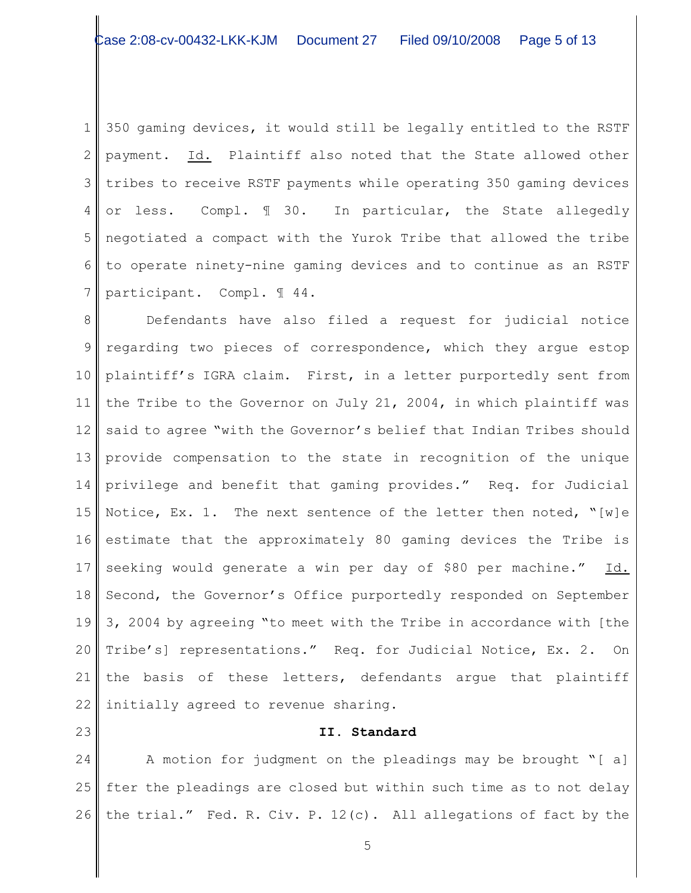350 gaming devices, it would still be legally entitled to the RSTF payment. Id. Plaintiff also noted that the State allowed other tribes to receive RSTF payments while operating 350 gaming devices or less. Compl. ¶ 30. In particular, the State allegedly negotiated a compact with the Yurok Tribe that allowed the tribe to operate ninety-nine gaming devices and to continue as an RSTF participant. Compl. ¶ 44.

Defendants have also filed a request for judicial notice regarding two pieces of correspondence, which they argue estop plaintiff's IGRA claim. First, in a letter purportedly sent from the Tribe to the Governor on July 21, 2004, in which plaintiff was said to agree "with the Governor's belief that Indian Tribes should provide compensation to the state in recognition of the unique privilege and benefit that gaming provides." Req. for Judicial Notice, Ex. 1. The next sentence of the letter then noted, "[w]e estimate that the approximately 80 gaming devices the Tribe is seeking would generate a win per day of $80 per machine." Id. Second, the Governor's Office purportedly responded on September 3, 2004 by agreeing "to meet with the Tribe in accordance with [the Tribe's] representations." Req. for Judicial Notice, Ex. 2. On the basis of these letters, defendants argue that plaintiff initially agreed to revenue sharing.

## II. Standard

A motion for judgment on the pleadings may be brought "[ a] fter the pleadings are closed but within such time as to not delay the trial." Fed. R. Civ. P. 12(c). All allegations of fact by the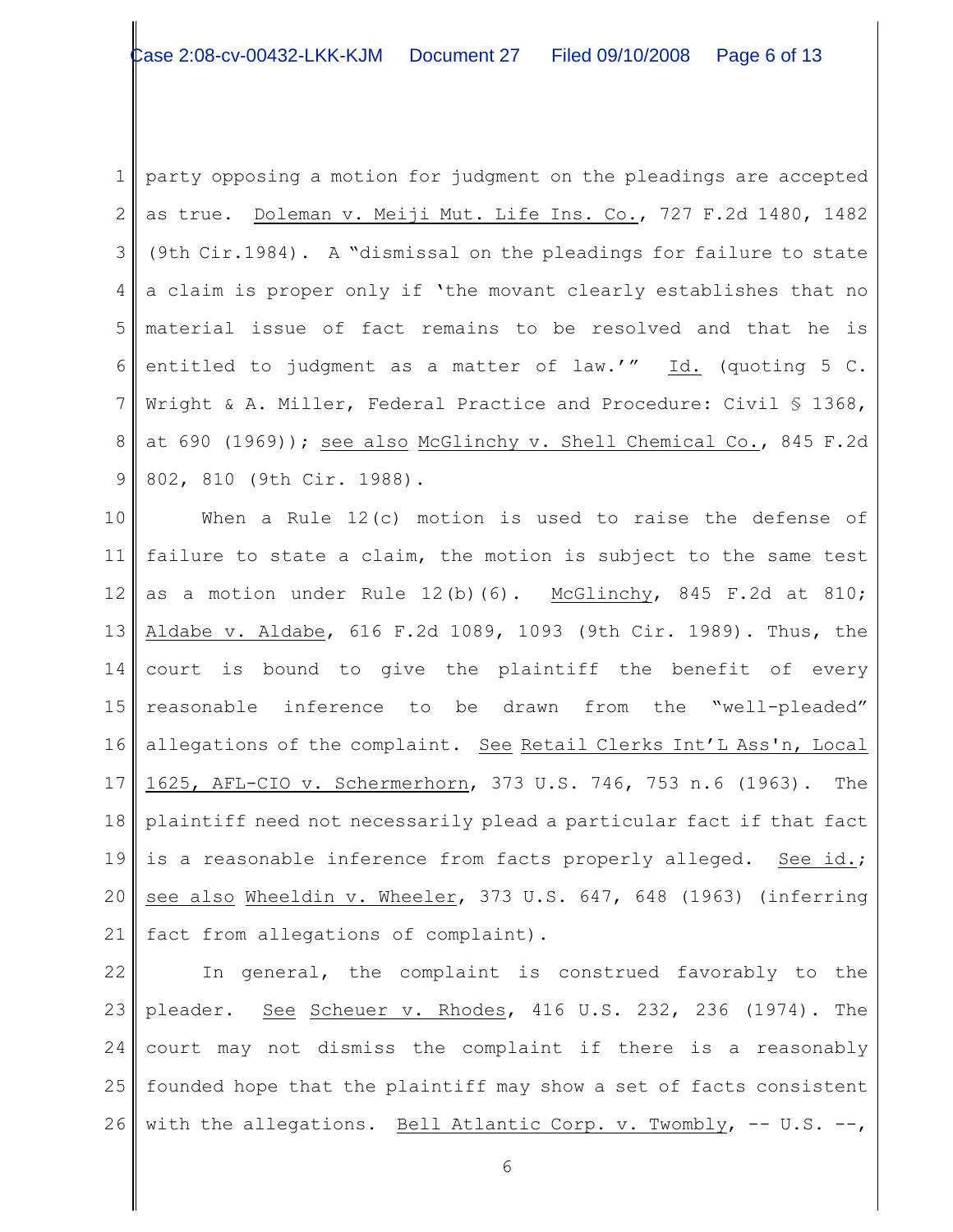party opposing a motion for judgment on the pleadings are accepted as true. Doleman v. Meiji Mut. Life Ins. Co., 727 F.2d 1480, 1482 (9th Cir.1984). A "dismissal on the pleadings for failure to state a claim is proper only if 'the movant clearly establishes that no material issue of fact remains to be resolved and that he is entitled to judgment as a matter of law.'" Id. (quoting 5 C. Wright & A. Miller, Federal Practice and Procedure: Civil § 1368, at 690 (1969)); see also McGlinchy v. Shell Chemical Co., 845 F.2d 802, 810 (9th Cir. 1988).

When a Rule 12(c) motion is used to raise the defense of failure to state a claim, the motion is subject to the same test as a motion under Rule 12(b)(6). McGlinchy, 845 F.2d at 810; Aldabe v. Aldabe, 616 F.2d 1089, 1093 (9th Cir. 1989). Thus, the court is bound to give the plaintiff the benefit of every reasonable inference to be drawn from the "well-pleaded" allegations of the complaint. See Retail Clerks Int'L Ass'n, Local 1625, AFL-CIO v. Schermerhorn, 373 U.S. 746, 753 n.6 (1963). The plaintiff need not necessarily plead a particular fact if that fact is a reasonable inference from facts properly alleged. See id.; see also Wheeldin v. Wheeler, 373 U.S. 647, 648 (1963) (inferring fact from allegations of complaint).

In general, the complaint is construed favorably to the pleader. See Scheuer v. Rhodes, 416 U.S. 232, 236 (1974). The court may not dismiss the complaint if there is a reasonably founded hope that the plaintiff may show a set of facts consistent with the allegations. Bell Atlantic Corp. v. Twombly, -- U.S. --,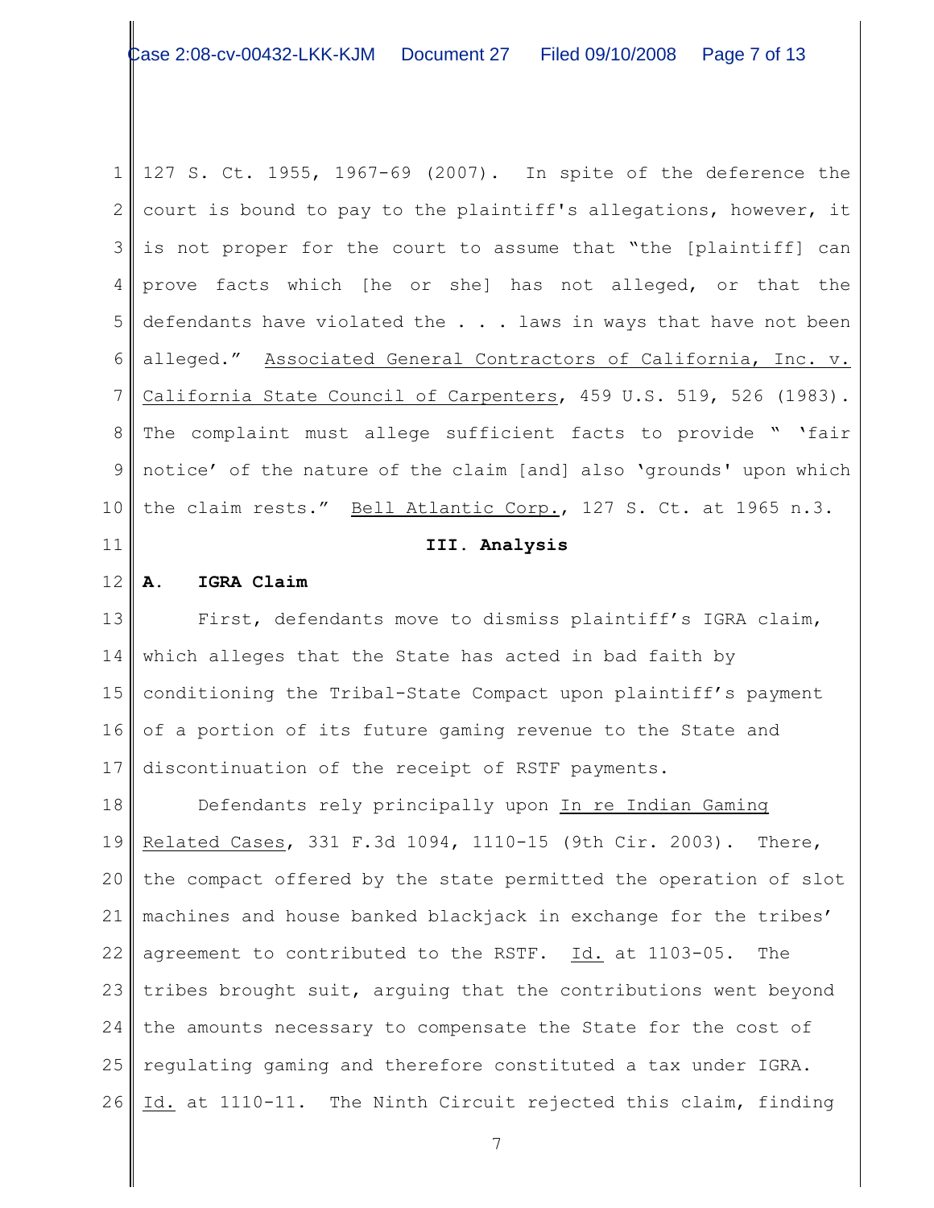127 S. Ct. 1955, 1967-69 (2007). In spite of the deference the court is bound to pay to the plaintiff's allegations, however, it is not proper for the court to assume that "the [plaintiff] can prove facts which [he or she] has not alleged, or that the defendants have violated the . . . laws in ways that have not been alleged." Associated General Contractors of California, Inc. v. California State Council of Carpenters, 459 U.S. 519, 526 (1983). The complaint must allege sufficient facts to provide " 'fair notice' of the nature of the claim [and] also 'grounds' upon which the claim rests." Bell Atlantic Corp., 127 S. Ct. at 1965 n.3.

## III. Analysis

### A. IGRA Claim

First, defendants move to dismiss plaintiff's IGRA claim, which alleges that the State has acted in bad faith by conditioning the Tribal-State Compact upon plaintiff's payment of a portion of its future gaming revenue to the State and discontinuation of the receipt of RSTF payments.

Defendants rely principally upon In re Indian Gaming Related Cases, 331 F.3d 1094, 1110-15 (9th Cir. 2003). There, the compact offered by the state permitted the operation of slot machines and house banked blackjack in exchange for the tribes' agreement to contributed to the RSTF. Id. at 1103-05. The tribes brought suit, arguing that the contributions went beyond the amounts necessary to compensate the State for the cost of regulating gaming and therefore constituted a tax under IGRA. Id. at 1110-11. The Ninth Circuit rejected this claim, finding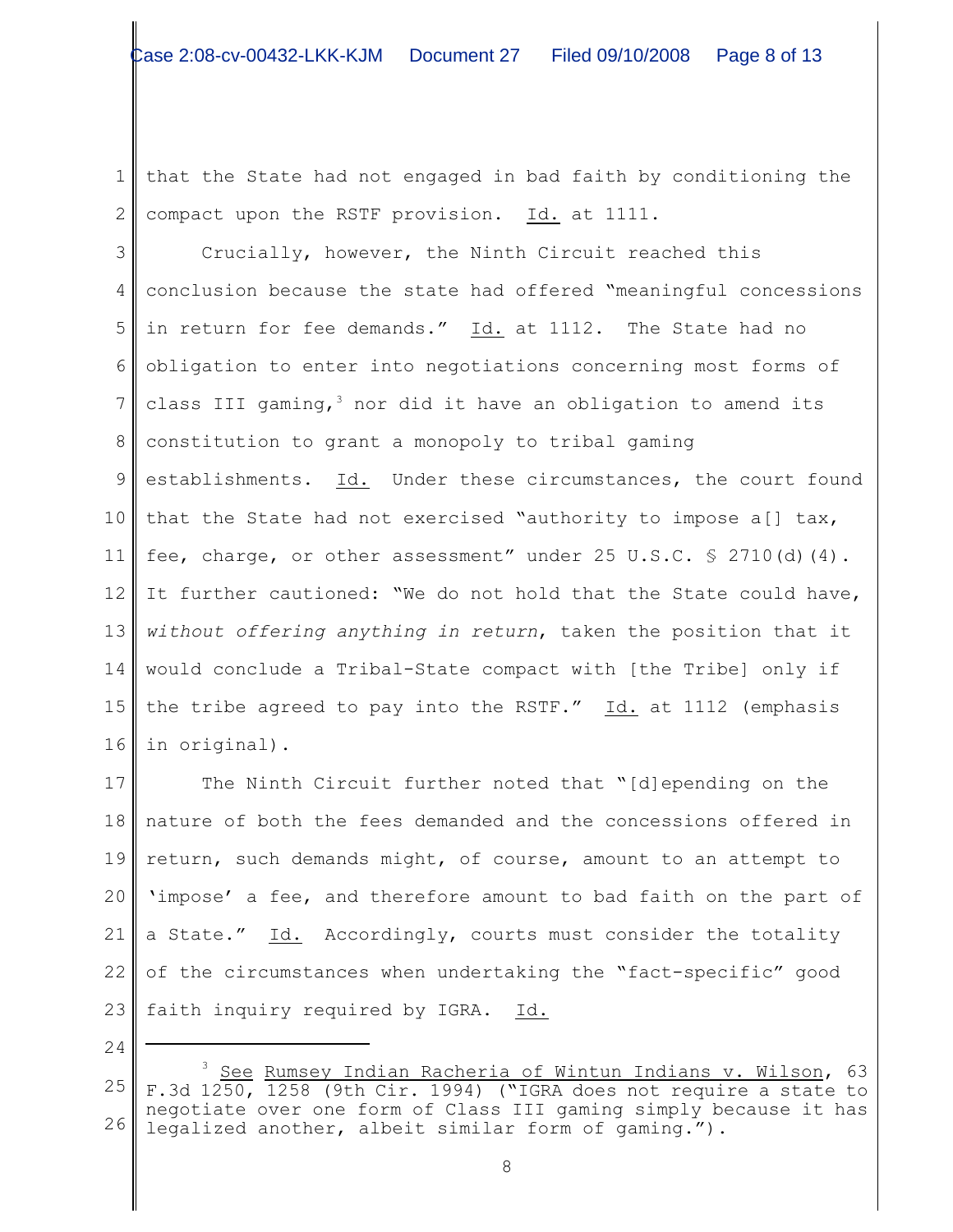that the State had not engaged in bad faith by conditioning the compact upon the RSTF provision. Id. at 1111.

Crucially, however, the Ninth Circuit reached this conclusion because the state had offered "meaningful concessions in return for fee demands." Id. at 1112. The State had no obligation to enter into negotiations concerning most forms of class III gaming,[3] nor did it have an obligation to amend its constitution to grant a monopoly to tribal gaming establishments. Id. Under these circumstances, the court found that the State had not exercised "authority to impose a[] tax, fee, charge, or other assessment" under 25 U.S.C. § 2710(d)(4). It further cautioned: "We do not hold that the State could have, *without offering anything in return*, taken the position that it would conclude a Tribal-State compact with [the Tribe] only if the tribe agreed to pay into the RSTF." Id. at 1112 (emphasis in original).

The Ninth Circuit further noted that "[d]epending on the nature of both the fees demanded and the concessions offered in return, such demands might, of course, amount to an attempt to 'impose' a fee, and therefore amount to bad faith on the part of a State." Id. Accordingly, courts must consider the totality of the circumstances when undertaking the "fact-specific" good faith inquiry required by IGRA. Id.

---

[3] See Rumsey Indian Racheria of Wintun Indians v. Wilson, 63 F.3d 1250, 1258 (9th Cir. 1994) ("IGRA does not require a state to negotiate over one form of Class III gaming simply because it has legalized another, albeit similar form of gaming.").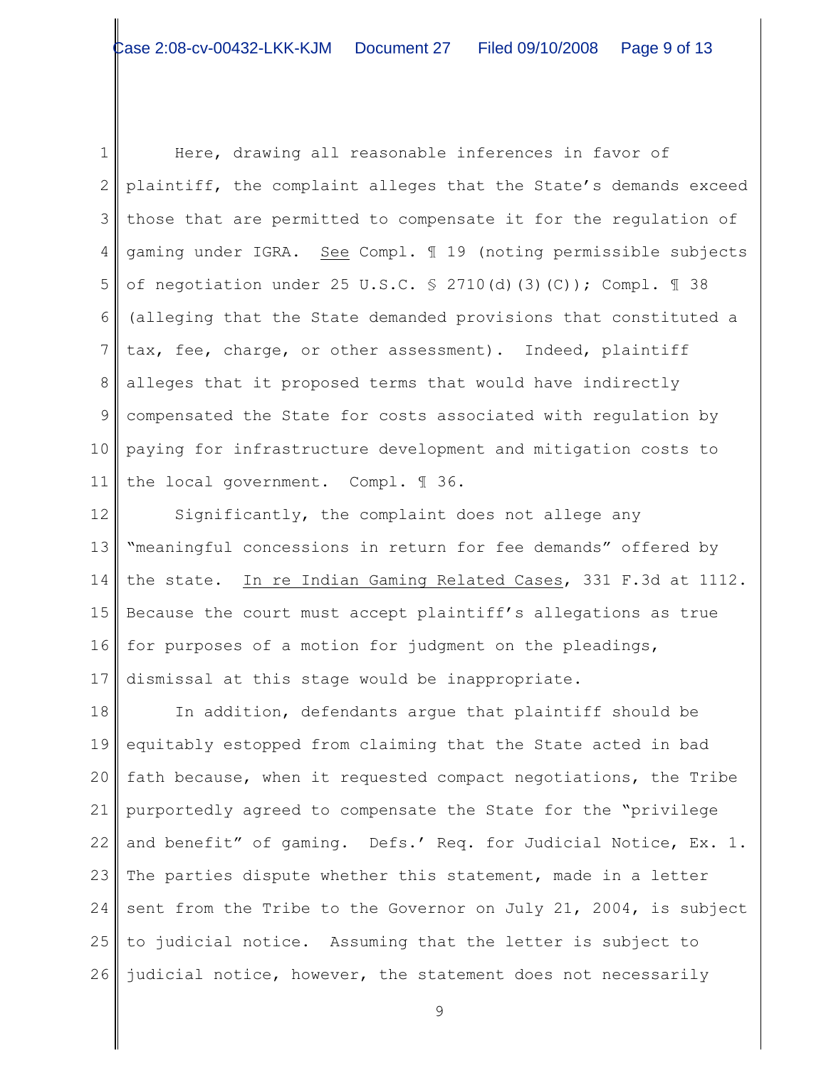Here, drawing all reasonable inferences in favor of plaintiff, the complaint alleges that the State's demands exceed those that are permitted to compensate it for the regulation of gaming under IGRA. See Compl. ¶ 19 (noting permissible subjects of negotiation under 25 U.S.C. § 2710(d)(3)(C)); Compl. ¶ 38 (alleging that the State demanded provisions that constituted a tax, fee, charge, or other assessment). Indeed, plaintiff alleges that it proposed terms that would have indirectly compensated the State for costs associated with regulation by paying for infrastructure development and mitigation costs to the local government. Compl. ¶ 36.

Significantly, the complaint does not allege any "meaningful concessions in return for fee demands" offered by the state. In re Indian Gaming Related Cases, 331 F.3d at 1112. Because the court must accept plaintiff's allegations as true for purposes of a motion for judgment on the pleadings, dismissal at this stage would be inappropriate.

In addition, defendants argue that plaintiff should be equitably estopped from claiming that the State acted in bad fath because, when it requested compact negotiations, the Tribe purportedly agreed to compensate the State for the "privilege and benefit" of gaming. Defs.' Req. for Judicial Notice, Ex. 1. The parties dispute whether this statement, made in a letter sent from the Tribe to the Governor on July 21, 2004, is subject to judicial notice. Assuming that the letter is subject to judicial notice, however, the statement does not necessarily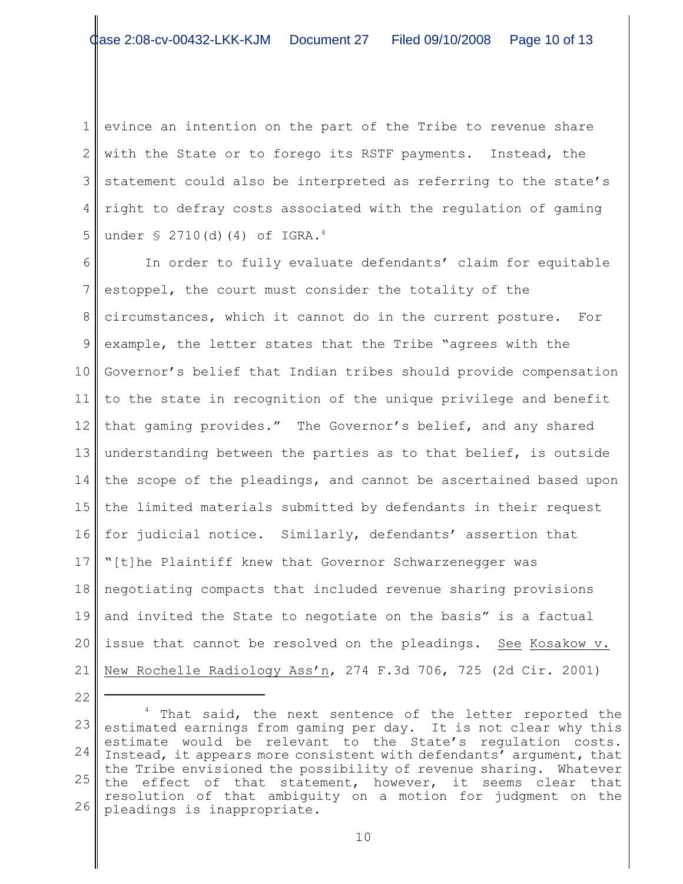evince an intention on the part of the Tribe to revenue share with the State or to forego its RSTF payments. Instead, the statement could also be interpreted as referring to the state's right to defray costs associated with the regulation of gaming under § 2710(d)(4) of IGRA.[4]

In order to fully evaluate defendants' claim for equitable estoppel, the court must consider the totality of the circumstances, which it cannot do in the current posture. For example, the letter states that the Tribe "agrees with the Governor's belief that Indian tribes should provide compensation to the state in recognition of the unique privilege and benefit that gaming provides." The Governor's belief, and any shared understanding between the parties as to that belief, is outside the scope of the pleadings, and cannot be ascertained based upon the limited materials submitted by defendants in their request for judicial notice. Similarly, defendants' assertion that "[t]he Plaintiff knew that Governor Schwarzenegger was negotiating compacts that included revenue sharing provisions and invited the State to negotiate on the basis" is a factual issue that cannot be resolved on the pleadings. See Kosakow v. New Rochelle Radiology Ass'n, 274 F.3d 706, 725 (2d Cir. 2001)

---

[4] That said, the next sentence of the letter reported the estimated earnings from gaming per day. It is not clear why this estimate would be relevant to the State's regulation costs. Instead, it appears more consistent with defendants' argument, that the Tribe envisioned the possibility of revenue sharing. Whatever the effect of that statement, however, it seems clear that resolution of that ambiguity on a motion for judgment on the pleadings is inappropriate.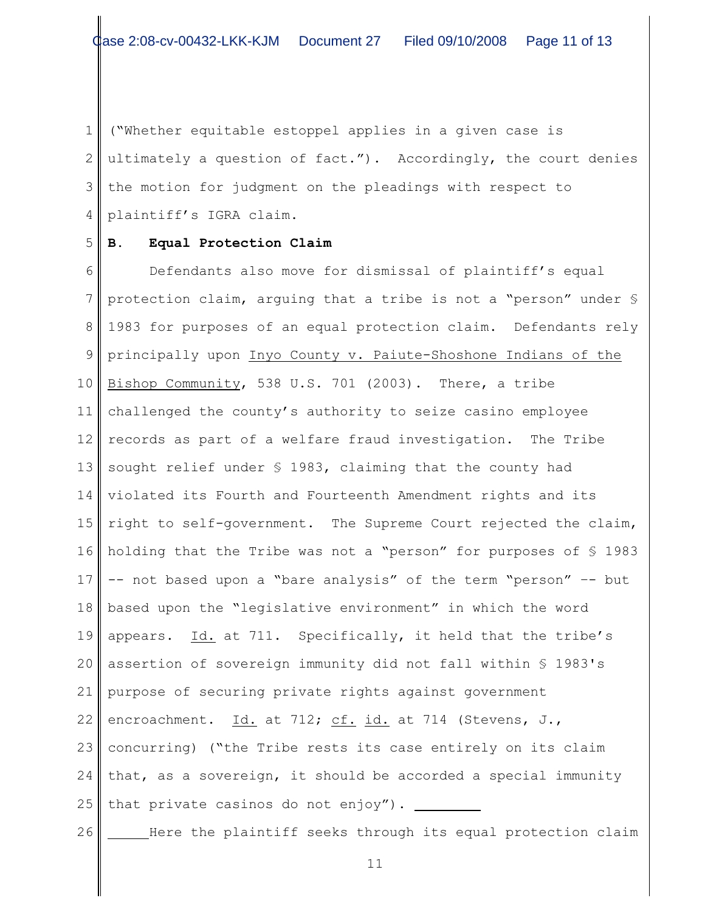("Whether equitable estoppel applies in a given case is ultimately a question of fact."). Accordingly, the court denies the motion for judgment on the pleadings with respect to plaintiff's IGRA claim.

**B. Equal Protection Claim**

Defendants also move for dismissal of plaintiff's equal protection claim, arguing that a tribe is not a "person" under § 1983 for purposes of an equal protection claim. Defendants rely principally upon Inyo County v. Paiute-Shoshone Indians of the Bishop Community, 538 U.S. 701 (2003). There, a tribe challenged the county's authority to seize casino employee records as part of a welfare fraud investigation. The Tribe sought relief under § 1983, claiming that the county had violated its Fourth and Fourteenth Amendment rights and its right to self-government. The Supreme Court rejected the claim, holding that the Tribe was not a "person" for purposes of § 1983 -- not based upon a "bare analysis" of the term "person" -- but based upon the "legislative environment" in which the word appears. Id. at 711. Specifically, it held that the tribe's assertion of sovereign immunity did not fall within § 1983's purpose of securing private rights against government encroachment. Id. at 712; cf. id. at 714 (Stevens, J., concurring) ("the Tribe rests its case entirely on its claim that, as a sovereign, it should be accorded a special immunity that private casinos do not enjoy").

Here the plaintiff seeks through its equal protection claim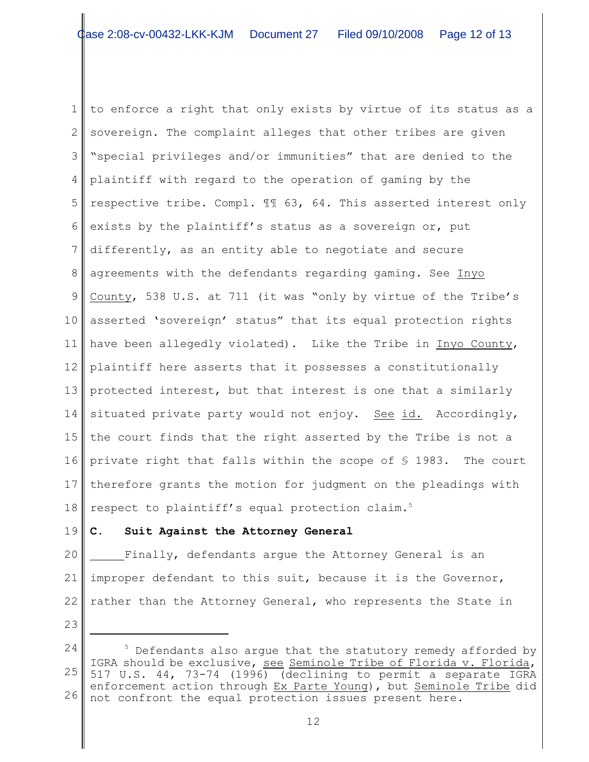to enforce a right that only exists by virtue of its status as a sovereign. The complaint alleges that other tribes are given "special privileges and/or immunities" that are denied to the plaintiff with regard to the operation of gaming by the respective tribe. Compl. ¶¶ 63, 64. This asserted interest only exists by the plaintiff's status as a sovereign or, put differently, as an entity able to negotiate and secure agreements with the defendants regarding gaming. See Inyo County, 538 U.S. at 711 (it was "only by virtue of the Tribe's asserted 'sovereign' status" that its equal protection rights have been allegedly violated). Like the Tribe in Inyo County, plaintiff here asserts that it possesses a constitutionally protected interest, but that interest is one that a similarly situated private party would not enjoy. See id. Accordingly, the court finds that the right asserted by the Tribe is not a private right that falls within the scope of § 1983. The court therefore grants the motion for judgment on the pleadings with respect to plaintiff's equal protection claim.[5]

**C. Suit Against the Attorney General**

Finally, defendants argue the Attorney General is an improper defendant to this suit, because it is the Governor, rather than the Attorney General, who represents the State in

[5] Defendants also argue that the statutory remedy afforded by IGRA should be exclusive, see Seminole Tribe of Florida v. Florida, 517 U.S. 44, 73-74 (1996) (declining to permit a separate IGRA enforcement action through Ex Parte Young), but Seminole Tribe did not confront the equal protection issues present here.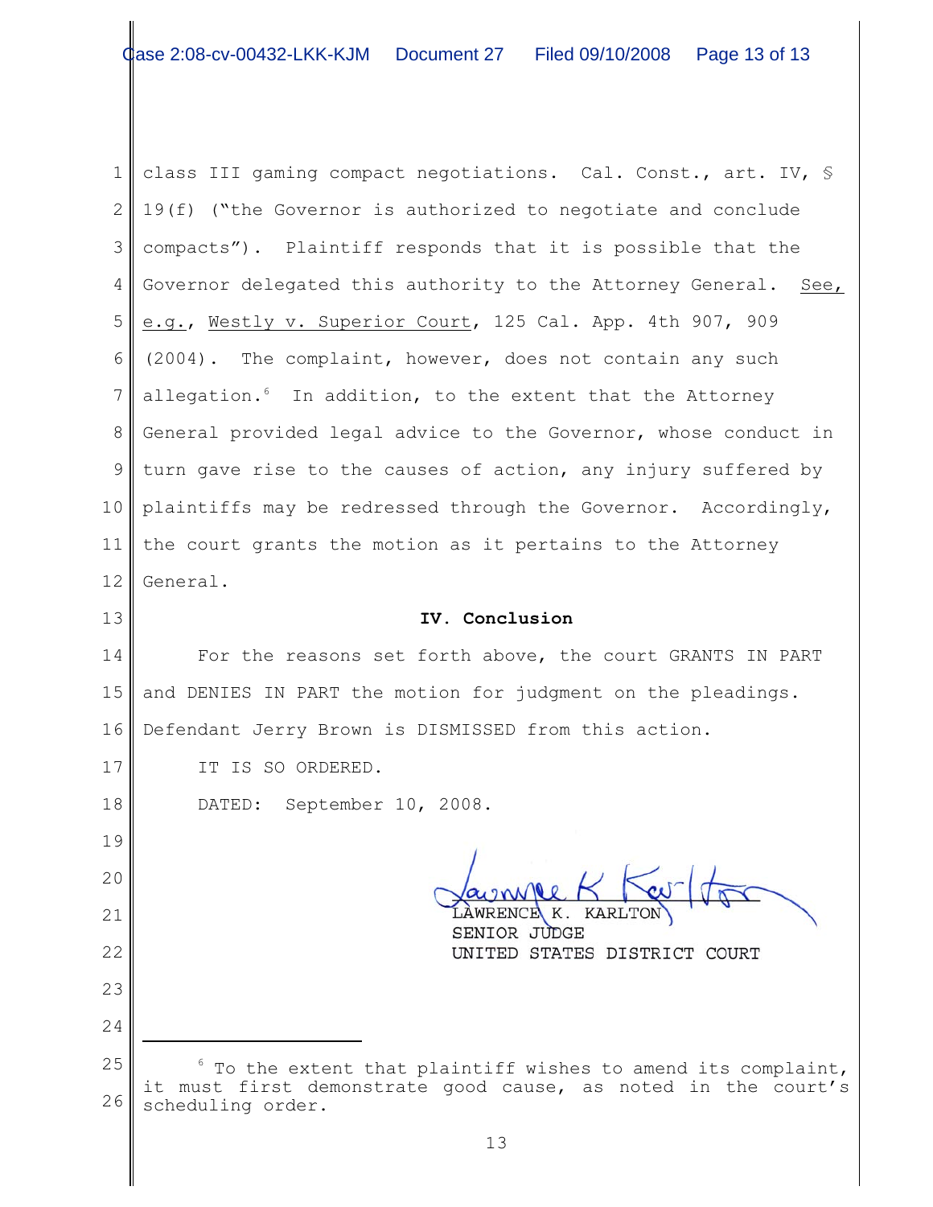class III gaming compact negotiations. Cal. Const., art. IV, § 19(f) ("the Governor is authorized to negotiate and conclude compacts"). Plaintiff responds that it is possible that the Governor delegated this authority to the Attorney General. See, e.g., Westly v. Superior Court, 125 Cal. App. 4th 907, 909 (2004). The complaint, however, does not contain any such allegation.[6] In addition, to the extent that the Attorney General provided legal advice to the Governor, whose conduct in turn gave rise to the causes of action, any injury suffered by plaintiffs may be redressed through the Governor. Accordingly, the court grants the motion as it pertains to the Attorney General.

## IV. Conclusion

For the reasons set forth above, the court GRANTS IN PART and DENIES IN PART the motion for judgment on the pleadings. Defendant Jerry Brown is DISMISSED from this action.

IT IS SO ORDERED.

DATED: September 10, 2008.

LAWRENCE K. KARLTON
SENIOR JUDGE
UNITED STATES DISTRICT COURT

---

[6] To the extent that plaintiff wishes to amend its complaint, it must first demonstrate good cause, as noted in the court's scheduling order.